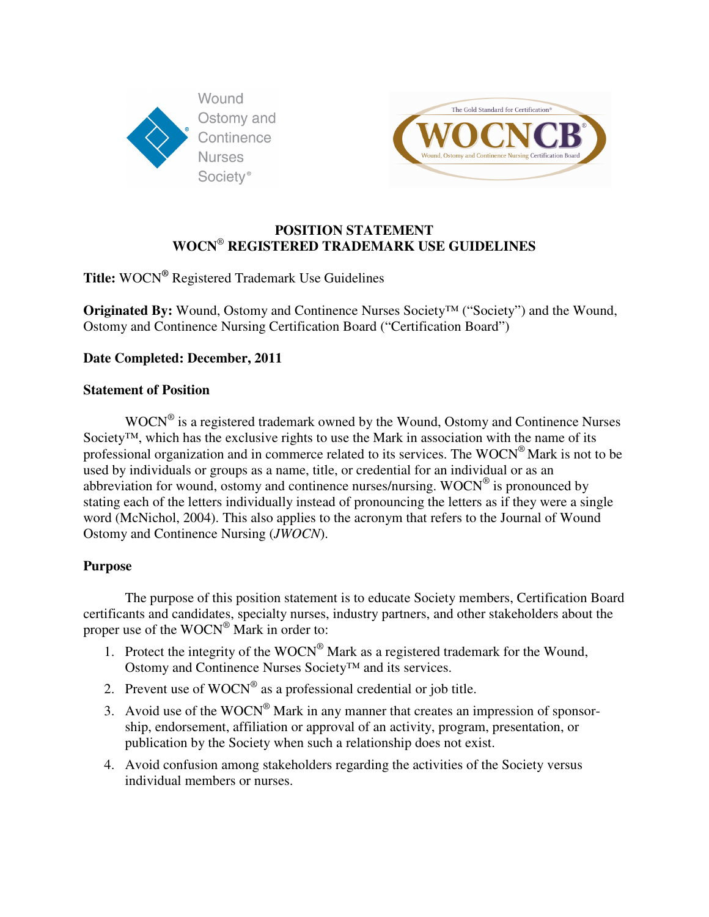# POSITION STATEMENT
# WOCN® REGISTERED TRADEMARK USE GUIDELINES

**Title:** WOCN® Registered Trademark Use Guidelines

**Originated By:** Wound, Ostomy and Continence Nurses Society™ ("Society") and the Wound, Ostomy and Continence Nursing Certification Board ("Certification Board")

**Date Completed: December, 2011**

## Statement of Position

WOCN® is a registered trademark owned by the Wound, Ostomy and Continence Nurses Society™, which has the exclusive rights to use the Mark in association with the name of its professional organization and in commerce related to its services. The WOCN® Mark is not to be used by individuals or groups as a name, title, or credential for an individual or as an abbreviation for wound, ostomy and continence nurses/nursing. WOCN® is pronounced by stating each of the letters individually instead of pronouncing the letters as if they were a single word (McNichol, 2004). This also applies to the acronym that refers to the Journal of Wound Ostomy and Continence Nursing (*JWOCN*).

## Purpose

The purpose of this position statement is to educate Society members, Certification Board certificants and candidates, specialty nurses, industry partners, and other stakeholders about the proper use of the WOCN® Mark in order to:

1. Protect the integrity of the WOCN® Mark as a registered trademark for the Wound, Ostomy and Continence Nurses Society™ and its services.
2. Prevent use of WOCN® as a professional credential or job title.
3. Avoid use of the WOCN® Mark in any manner that creates an impression of sponsorship, endorsement, affiliation or approval of an activity, program, presentation, or publication by the Society when such a relationship does not exist.
4. Avoid confusion among stakeholders regarding the activities of the Society versus individual members or nurses.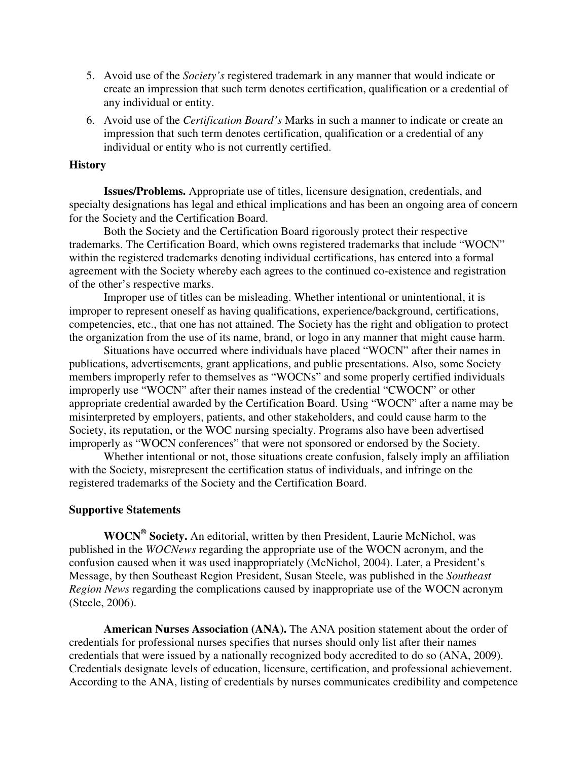5. Avoid use of the *Society's* registered trademark in any manner that would indicate or create an impression that such term denotes certification, qualification or a credential of any individual or entity.
6. Avoid use of the *Certification Board's* Marks in such a manner to indicate or create an impression that such term denotes certification, qualification or a credential of any individual or entity who is not currently certified.

## History

**Issues/Problems.** Appropriate use of titles, licensure designation, credentials, and specialty designations has legal and ethical implications and has been an ongoing area of concern for the Society and the Certification Board.

Both the Society and the Certification Board rigorously protect their respective trademarks. The Certification Board, which owns registered trademarks that include "WOCN" within the registered trademarks denoting individual certifications, has entered into a formal agreement with the Society whereby each agrees to the continued co-existence and registration of the other's respective marks.

Improper use of titles can be misleading. Whether intentional or unintentional, it is improper to represent oneself as having qualifications, experience/background, certifications, competencies, etc., that one has not attained. The Society has the right and obligation to protect the organization from the use of its name, brand, or logo in any manner that might cause harm.

Situations have occurred where individuals have placed "WOCN" after their names in publications, advertisements, grant applications, and public presentations. Also, some Society members improperly refer to themselves as "WOCNs" and some properly certified individuals improperly use "WOCN" after their names instead of the credential "CWOCN" or other appropriate credential awarded by the Certification Board. Using "WOCN" after a name may be misinterpreted by employers, patients, and other stakeholders, and could cause harm to the Society, its reputation, or the WOC nursing specialty. Programs also have been advertised improperly as "WOCN conferences" that were not sponsored or endorsed by the Society.

Whether intentional or not, those situations create confusion, falsely imply an affiliation with the Society, misrepresent the certification status of individuals, and infringe on the registered trademarks of the Society and the Certification Board.

## Supportive Statements

**WOCN® Society.** An editorial, written by then President, Laurie McNichol, was published in the *WOCNews* regarding the appropriate use of the WOCN acronym, and the confusion caused when it was used inappropriately (McNichol, 2004). Later, a President's Message, by then Southeast Region President, Susan Steele, was published in the *Southeast Region News* regarding the complications caused by inappropriate use of the WOCN acronym (Steele, 2006).

**American Nurses Association (ANA).** The ANA position statement about the order of credentials for professional nurses specifies that nurses should only list after their names credentials that were issued by a nationally recognized body accredited to do so (ANA, 2009). Credentials designate levels of education, licensure, certification, and professional achievement. According to the ANA, listing of credentials by nurses communicates credibility and competence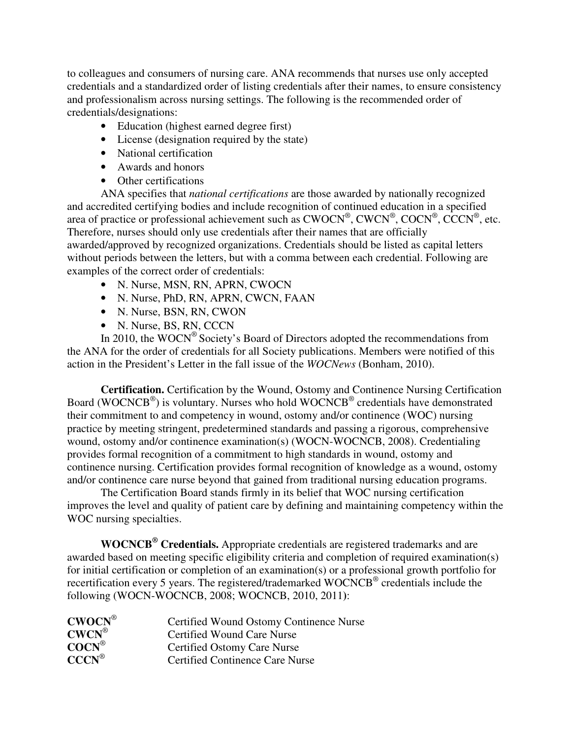to colleagues and consumers of nursing care. ANA recommends that nurses use only accepted credentials and a standardized order of listing credentials after their names, to ensure consistency and professionalism across nursing settings. The following is the recommended order of credentials/designations:

- Education (highest earned degree first)
- License (designation required by the state)
- National certification
- Awards and honors
- Other certifications

ANA specifies that *national certifications* are those awarded by nationally recognized and accredited certifying bodies and include recognition of continued education in a specified area of practice or professional achievement such as CWOCN®, CWCN®, COCN®, CCCN®, etc. Therefore, nurses should only use credentials after their names that are officially awarded/approved by recognized organizations. Credentials should be listed as capital letters without periods between the letters, but with a comma between each credential. Following are examples of the correct order of credentials:

- N. Nurse, MSN, RN, APRN, CWOCN
- N. Nurse, PhD, RN, APRN, CWCN, FAAN
- N. Nurse, BSN, RN, CWON
- N. Nurse, BS, RN, CCCN

In 2010, the WOCN® Society's Board of Directors adopted the recommendations from the ANA for the order of credentials for all Society publications. Members were notified of this action in the President's Letter in the fall issue of the *WOCNews* (Bonham, 2010).

**Certification.** Certification by the Wound, Ostomy and Continence Nursing Certification Board (WOCNCB®) is voluntary. Nurses who hold WOCNCB® credentials have demonstrated their commitment to and competency in wound, ostomy and/or continence (WOC) nursing practice by meeting stringent, predetermined standards and passing a rigorous, comprehensive wound, ostomy and/or continence examination(s) (WOCN-WOCNCB, 2008). Credentialing provides formal recognition of a commitment to high standards in wound, ostomy and continence nursing. Certification provides formal recognition of knowledge as a wound, ostomy and/or continence care nurse beyond that gained from traditional nursing education programs.

The Certification Board stands firmly in its belief that WOC nursing certification improves the level and quality of patient care by defining and maintaining competency within the WOC nursing specialties.

**WOCNCB® Credentials.** Appropriate credentials are registered trademarks and are awarded based on meeting specific eligibility criteria and completion of required examination(s) for initial certification or completion of an examination(s) or a professional growth portfolio for recertification every 5 years. The registered/trademarked WOCNCB® credentials include the following (WOCN-WOCNCB, 2008; WOCNCB, 2010, 2011):

| | |
|---|---|
| **CWOCN®** | Certified Wound Ostomy Continence Nurse |
| **CWCN®** | Certified Wound Care Nurse |
| **COCN®** | Certified Ostomy Care Nurse |
| **CCCN®** | Certified Continence Care Nurse |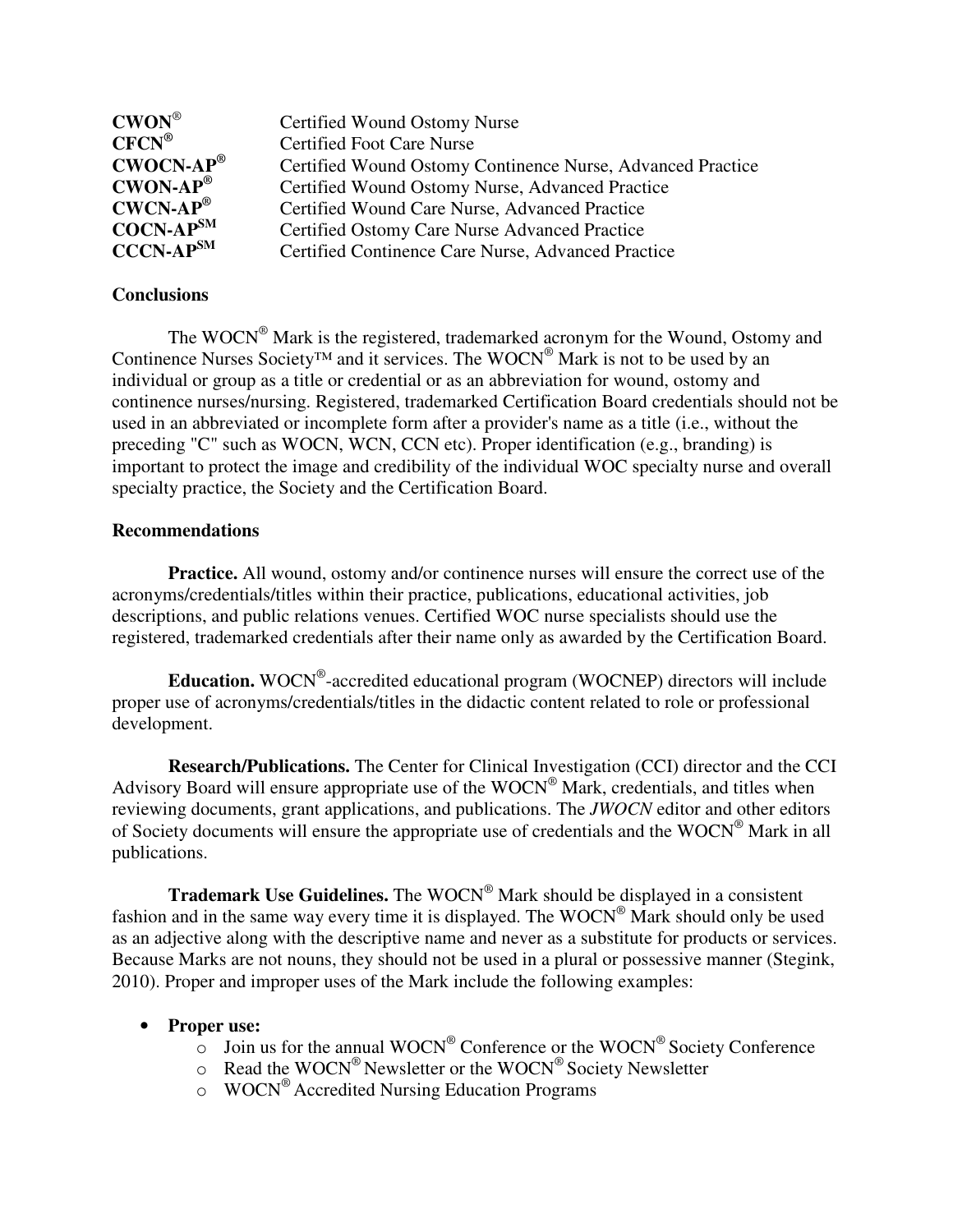| | |
|---|---|
| **CWON®** | Certified Wound Ostomy Nurse |
| **CFCN®** | Certified Foot Care Nurse |
| **CWOCN-AP®** | Certified Wound Ostomy Continence Nurse, Advanced Practice |
| **CWON-AP®** | Certified Wound Ostomy Nurse, Advanced Practice |
| **CWCN-AP®** | Certified Wound Care Nurse, Advanced Practice |
| **COCN-AP℠** | Certified Ostomy Care Nurse Advanced Practice |
| **CCCN-AP℠** | Certified Continence Care Nurse, Advanced Practice |

**Conclusions**

The WOCN® Mark is the registered, trademarked acronym for the Wound, Ostomy and Continence Nurses Society™ and it services. The WOCN® Mark is not to be used by an individual or group as a title or credential or as an abbreviation for wound, ostomy and continence nurses/nursing. Registered, trademarked Certification Board credentials should not be used in an abbreviated or incomplete form after a provider's name as a title (i.e., without the preceding "C" such as WOCN, WCN, CCN etc). Proper identification (e.g., branding) is important to protect the image and credibility of the individual WOC specialty nurse and overall specialty practice, the Society and the Certification Board.

**Recommendations**

**Practice.** All wound, ostomy and/or continence nurses will ensure the correct use of the acronyms/credentials/titles within their practice, publications, educational activities, job descriptions, and public relations venues. Certified WOC nurse specialists should use the registered, trademarked credentials after their name only as awarded by the Certification Board.

**Education.** WOCN®-accredited educational program (WOCNEP) directors will include proper use of acronyms/credentials/titles in the didactic content related to role or professional development.

**Research/Publications.** The Center for Clinical Investigation (CCI) director and the CCI Advisory Board will ensure appropriate use of the WOCN® Mark, credentials, and titles when reviewing documents, grant applications, and publications. The *JWOCN* editor and other editors of Society documents will ensure the appropriate use of credentials and the WOCN® Mark in all publications.

**Trademark Use Guidelines.** The WOCN® Mark should be displayed in a consistent fashion and in the same way every time it is displayed. The WOCN® Mark should only be used as an adjective along with the descriptive name and never as a substitute for products or services. Because Marks are not nouns, they should not be used in a plural or possessive manner (Stegink, 2010). Proper and improper uses of the Mark include the following examples:

- **Proper use:**
  - Join us for the annual WOCN® Conference or the WOCN® Society Conference
  - Read the WOCN® Newsletter or the WOCN® Society Newsletter
  - WOCN® Accredited Nursing Education Programs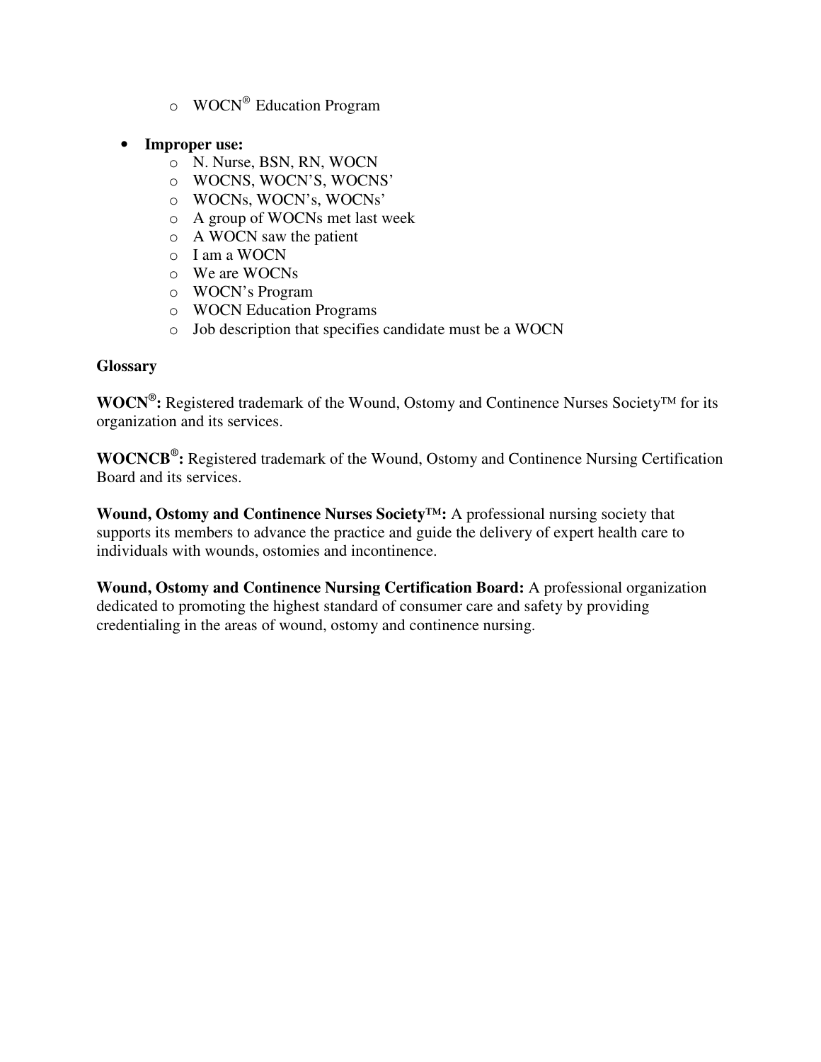- WOCN® Education Program

- **Improper use:**
    - N. Nurse, BSN, RN, WOCN
    - WOCNS, WOCN'S, WOCNS'
    - WOCNs, WOCN's, WOCNs'
    - A group of WOCNs met last week
    - A WOCN saw the patient
    - I am a WOCN
    - We are WOCNs
    - WOCN's Program
    - WOCN Education Programs
    - Job description that specifies candidate must be a WOCN

**Glossary**

**WOCN®:** Registered trademark of the Wound, Ostomy and Continence Nurses Society™ for its organization and its services.

**WOCNCB®:** Registered trademark of the Wound, Ostomy and Continence Nursing Certification Board and its services.

**Wound, Ostomy and Continence Nurses Society™:** A professional nursing society that supports its members to advance the practice and guide the delivery of expert health care to individuals with wounds, ostomies and incontinence.

**Wound, Ostomy and Continence Nursing Certification Board:** A professional organization dedicated to promoting the highest standard of consumer care and safety by providing credentialing in the areas of wound, ostomy and continence nursing.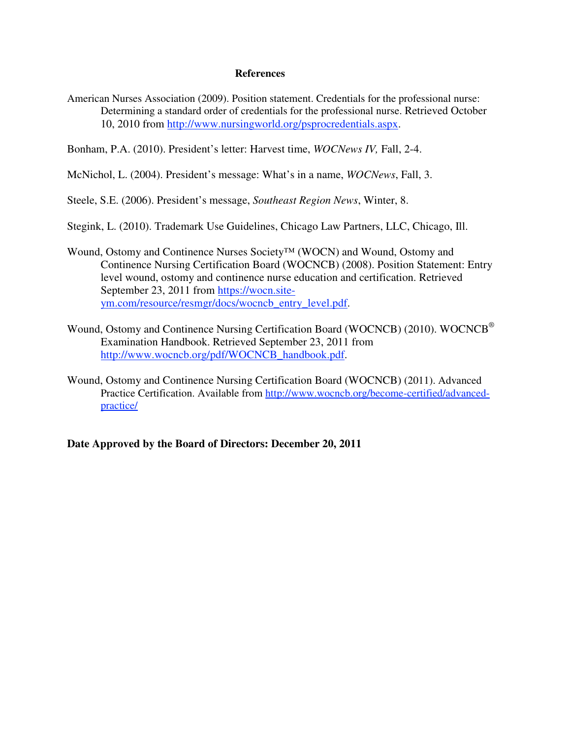## References

American Nurses Association (2009). Position statement. Credentials for the professional nurse: Determining a standard order of credentials for the professional nurse. Retrieved October 10, 2010 from http://www.nursingworld.org/psprocredentials.aspx.

Bonham, P.A. (2010). President's letter: Harvest time, *WOCNews IV,* Fall, 2-4.

McNichol, L. (2004). President's message: What's in a name, *WOCNews*, Fall, 3.

Steele, S.E. (2006). President's message, *Southeast Region News*, Winter, 8.

Stegink, L. (2010). Trademark Use Guidelines, Chicago Law Partners, LLC, Chicago, Ill.

Wound, Ostomy and Continence Nurses Society™ (WOCN) and Wound, Ostomy and Continence Nursing Certification Board (WOCNCB) (2008). Position Statement: Entry level wound, ostomy and continence nurse education and certification. Retrieved September 23, 2011 from https://wocn.site-ym.com/resource/resmgr/docs/wocncb_entry_level.pdf.

Wound, Ostomy and Continence Nursing Certification Board (WOCNCB) (2010). WOCNCB® Examination Handbook. Retrieved September 23, 2011 from http://www.wocncb.org/pdf/WOCNCB_handbook.pdf.

Wound, Ostomy and Continence Nursing Certification Board (WOCNCB) (2011). Advanced Practice Certification. Available from http://www.wocncb.org/become-certified/advanced-practice/

**Date Approved by the Board of Directors: December 20, 2011**